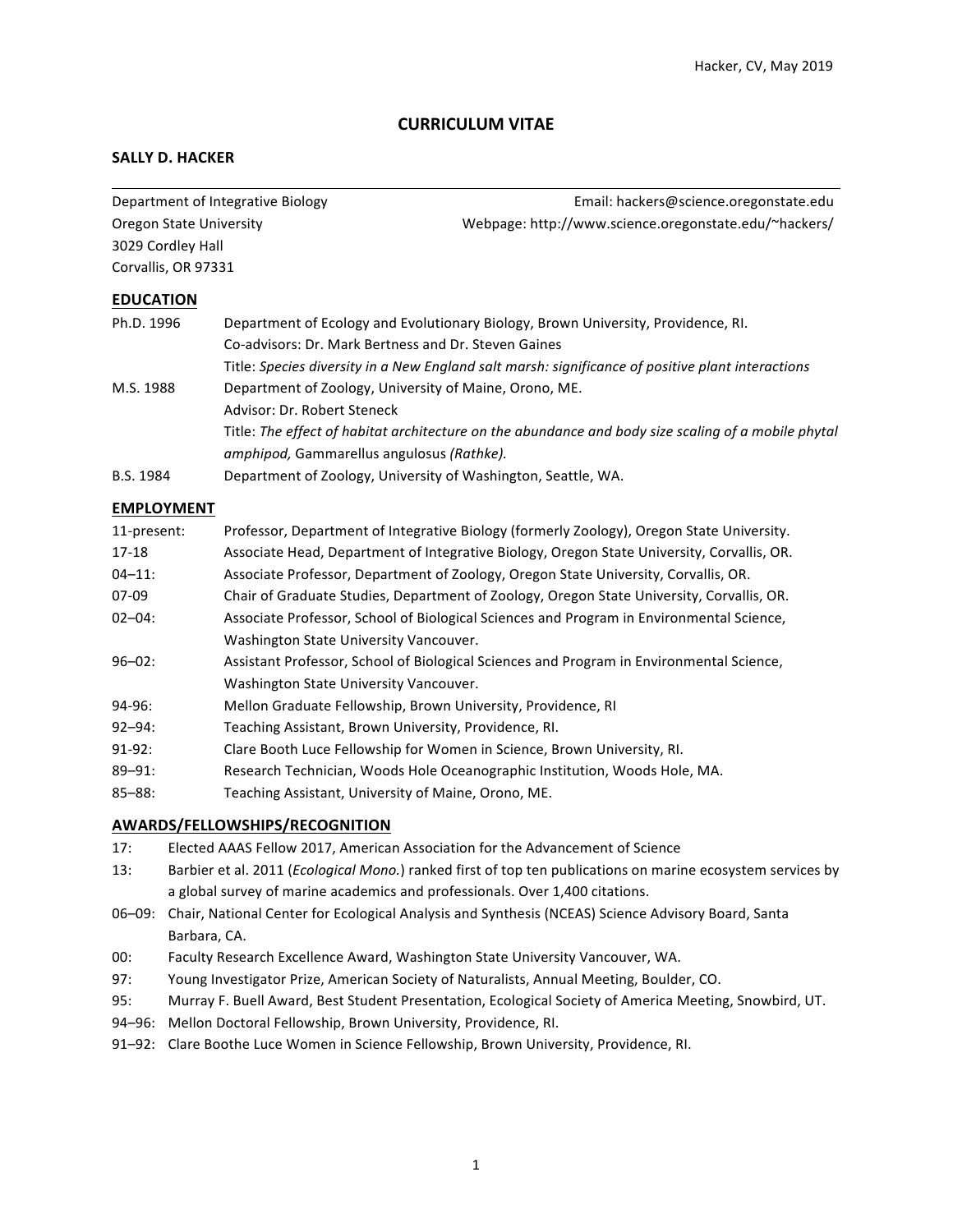# CURRICULUM VITAE

## SALLY D. HACKER

Department of Integrative Biology
Oregon State University
3029 Cordley Hall
Corvallis, OR 97331

Email: hackers@science.oregonstate.edu
Webpage: http://www.science.oregonstate.edu/~hackers/

## EDUCATION

| | |
|---|---|
| Ph.D. 1996 | Department of Ecology and Evolutionary Biology, Brown University, Providence, RI. Co-advisors: Dr. Mark Bertness and Dr. Steven Gaines. Title: *Species diversity in a New England salt marsh: significance of positive plant interactions* |
| M.S. 1988 | Department of Zoology, University of Maine, Orono, ME. Advisor: Dr. Robert Steneck. Title: *The effect of habitat architecture on the abundance and body size scaling of a mobile phytal amphipod,* Gammarellus angulosus *(Rathke).* |
| B.S. 1984 | Department of Zoology, University of Washington, Seattle, WA. |

## EMPLOYMENT

| | |
|---|---|
| 11-present: | Professor, Department of Integrative Biology (formerly Zoology), Oregon State University. |
| 17-18 | Associate Head, Department of Integrative Biology, Oregon State University, Corvallis, OR. |
| 04–11: | Associate Professor, Department of Zoology, Oregon State University, Corvallis, OR. |
| 07-09 | Chair of Graduate Studies, Department of Zoology, Oregon State University, Corvallis, OR. |
| 02–04: | Associate Professor, School of Biological Sciences and Program in Environmental Science, Washington State University Vancouver. |
| 96–02: | Assistant Professor, School of Biological Sciences and Program in Environmental Science, Washington State University Vancouver. |
| 94-96: | Mellon Graduate Fellowship, Brown University, Providence, RI |
| 92–94: | Teaching Assistant, Brown University, Providence, RI. |
| 91-92: | Clare Booth Luce Fellowship for Women in Science, Brown University, RI. |
| 89–91: | Research Technician, Woods Hole Oceanographic Institution, Woods Hole, MA. |
| 85–88: | Teaching Assistant, University of Maine, Orono, ME. |

## AWARDS/FELLOWSHIPS/RECOGNITION

| | |
|---|---|
| 17: | Elected AAAS Fellow 2017, American Association for the Advancement of Science |
| 13: | Barbier et al. 2011 (*Ecological Mono.*) ranked first of top ten publications on marine ecosystem services by a global survey of marine academics and professionals. Over 1,400 citations. |
| 06–09: | Chair, National Center for Ecological Analysis and Synthesis (NCEAS) Science Advisory Board, Santa Barbara, CA. |
| 00: | Faculty Research Excellence Award, Washington State University Vancouver, WA. |
| 97: | Young Investigator Prize, American Society of Naturalists, Annual Meeting, Boulder, CO. |
| 95: | Murray F. Buell Award, Best Student Presentation, Ecological Society of America Meeting, Snowbird, UT. |
| 94–96: | Mellon Doctoral Fellowship, Brown University, Providence, RI. |
| 91–92: | Clare Boothe Luce Women in Science Fellowship, Brown University, Providence, RI. |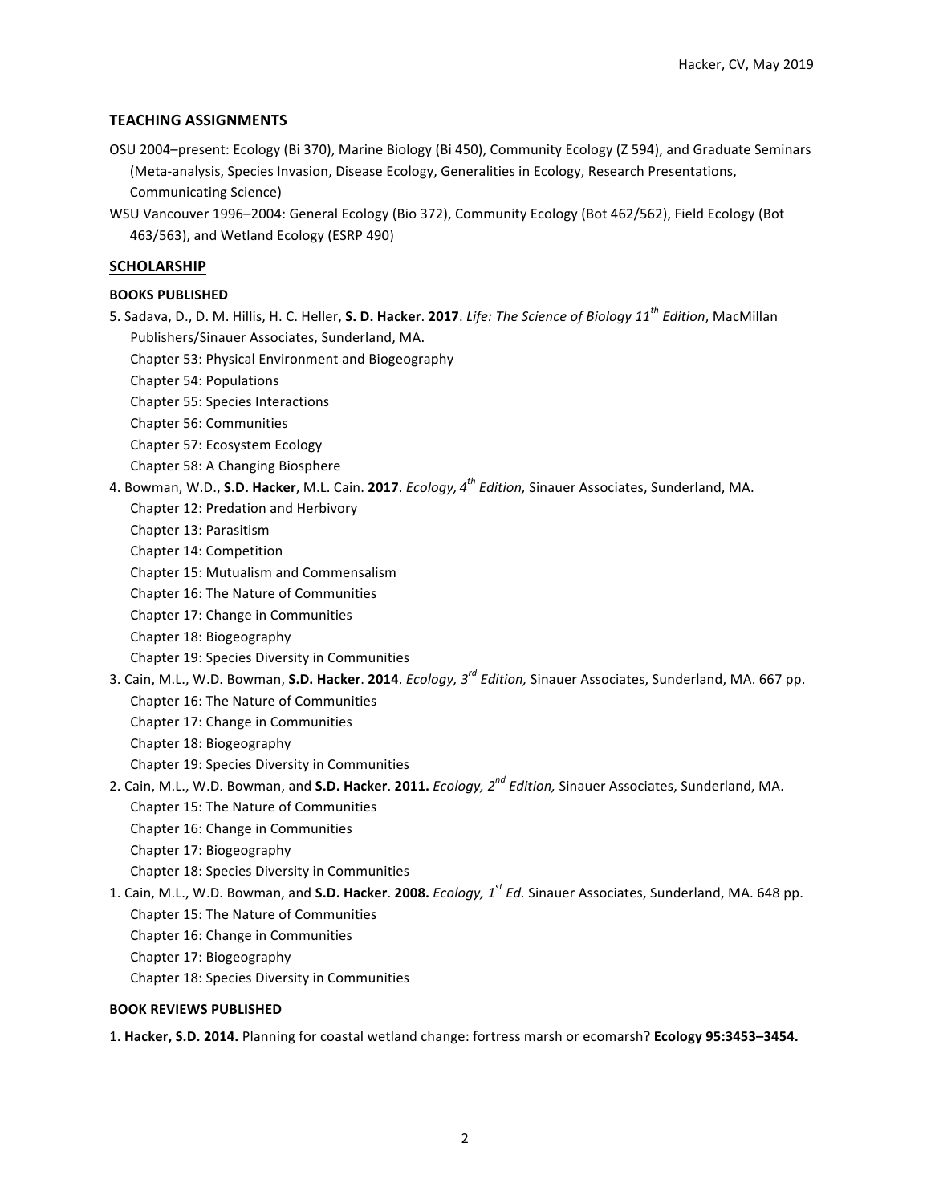## TEACHING ASSIGNMENTS

OSU 2004–present: Ecology (Bi 370), Marine Biology (Bi 450), Community Ecology (Z 594), and Graduate Seminars (Meta-analysis, Species Invasion, Disease Ecology, Generalities in Ecology, Research Presentations, Communicating Science)

WSU Vancouver 1996–2004: General Ecology (Bio 372), Community Ecology (Bot 462/562), Field Ecology (Bot 463/563), and Wetland Ecology (ESRP 490)

## SCHOLARSHIP

### BOOKS PUBLISHED

5. Sadava, D., D. M. Hillis, H. C. Heller, **S. D. Hacker**. **2017**. *Life: The Science of Biology 11th Edition*, MacMillan Publishers/Sinauer Associates, Sunderland, MA.
    - Chapter 53: Physical Environment and Biogeography
    - Chapter 54: Populations
    - Chapter 55: Species Interactions
    - Chapter 56: Communities
    - Chapter 57: Ecosystem Ecology
    - Chapter 58: A Changing Biosphere
4. Bowman, W.D., **S.D. Hacker**, M.L. Cain. **2017**. *Ecology, 4th Edition,* Sinauer Associates, Sunderland, MA.
    - Chapter 12: Predation and Herbivory
    - Chapter 13: Parasitism
    - Chapter 14: Competition
    - Chapter 15: Mutualism and Commensalism
    - Chapter 16: The Nature of Communities
    - Chapter 17: Change in Communities
    - Chapter 18: Biogeography
    - Chapter 19: Species Diversity in Communities
3. Cain, M.L., W.D. Bowman, **S.D. Hacker**. **2014**. *Ecology, 3rd Edition,* Sinauer Associates, Sunderland, MA. 667 pp.
    - Chapter 16: The Nature of Communities
    - Chapter 17: Change in Communities
    - Chapter 18: Biogeography
    - Chapter 19: Species Diversity in Communities
2. Cain, M.L., W.D. Bowman, and **S.D. Hacker**. **2011.** *Ecology, 2nd Edition,* Sinauer Associates, Sunderland, MA.
    - Chapter 15: The Nature of Communities
    - Chapter 16: Change in Communities
    - Chapter 17: Biogeography
    - Chapter 18: Species Diversity in Communities
1. Cain, M.L., W.D. Bowman, and **S.D. Hacker**. **2008.** *Ecology, 1st Ed.* Sinauer Associates, Sunderland, MA. 648 pp.
    - Chapter 15: The Nature of Communities
    - Chapter 16: Change in Communities
    - Chapter 17: Biogeography
    - Chapter 18: Species Diversity in Communities

### BOOK REVIEWS PUBLISHED

1. **Hacker, S.D. 2014.** Planning for coastal wetland change: fortress marsh or ecomarsh? **Ecology 95:3453–3454.**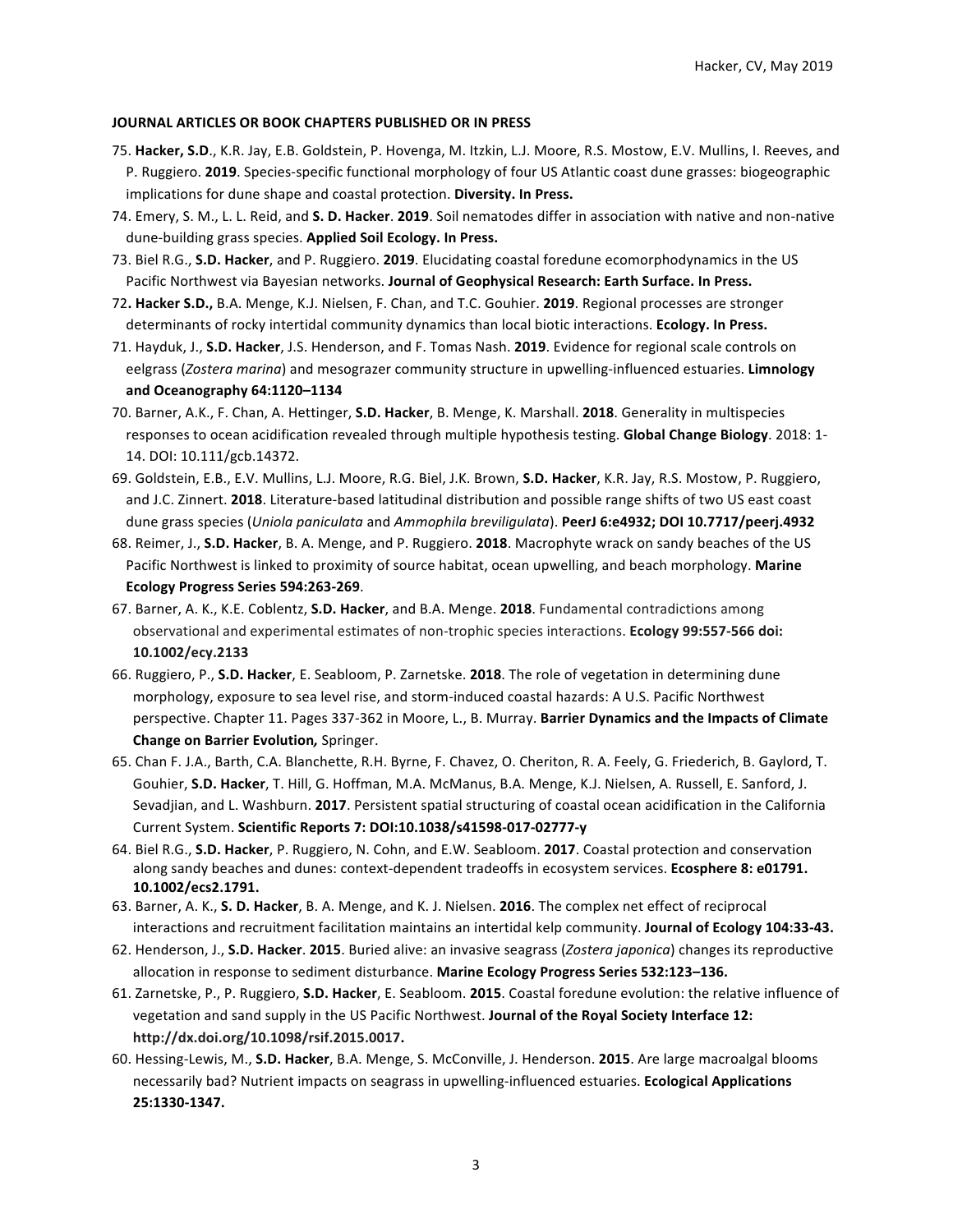**JOURNAL ARTICLES OR BOOK CHAPTERS PUBLISHED OR IN PRESS**

75. **Hacker, S.D**., K.R. Jay, E.B. Goldstein, P. Hovenga, M. Itzkin, L.J. Moore, R.S. Mostow, E.V. Mullins, I. Reeves, and P. Ruggiero. **2019**. Species-specific functional morphology of four US Atlantic coast dune grasses: biogeographic implications for dune shape and coastal protection. **Diversity. In Press.**
74. Emery, S. M., L. L. Reid, and **S. D. Hacker**. **2019**. Soil nematodes differ in association with native and non-native dune-building grass species. **Applied Soil Ecology. In Press.**
73. Biel R.G., **S.D. Hacker**, and P. Ruggiero. **2019**. Elucidating coastal foredune ecomorphodynamics in the US Pacific Northwest via Bayesian networks. **Journal of Geophysical Research: Earth Surface. In Press.**
72**. Hacker S.D.,** B.A. Menge, K.J. Nielsen, F. Chan, and T.C. Gouhier. **2019**. Regional processes are stronger determinants of rocky intertidal community dynamics than local biotic interactions. **Ecology. In Press.**
71. Hayduk, J., **S.D. Hacker**, J.S. Henderson, and F. Tomas Nash. **2019**. Evidence for regional scale controls on eelgrass (*Zostera marina*) and mesograzer community structure in upwelling-influenced estuaries. **Limnology and Oceanography 64:1120–1134**
70. Barner, A.K., F. Chan, A. Hettinger, **S.D. Hacker**, B. Menge, K. Marshall. **2018**. Generality in multispecies responses to ocean acidification revealed through multiple hypothesis testing. **Global Change Biology**. 2018: 1-14. DOI: 10.111/gcb.14372.
69. Goldstein, E.B., E.V. Mullins, L.J. Moore, R.G. Biel, J.K. Brown, **S.D. Hacker**, K.R. Jay, R.S. Mostow, P. Ruggiero, and J.C. Zinnert. **2018**. Literature-based latitudinal distribution and possible range shifts of two US east coast dune grass species (*Uniola paniculata* and *Ammophila breviligulata*). **PeerJ 6:e4932; DOI 10.7717/peerj.4932**
68. Reimer, J., **S.D. Hacker**, B. A. Menge, and P. Ruggiero. **2018**. Macrophyte wrack on sandy beaches of the US Pacific Northwest is linked to proximity of source habitat, ocean upwelling, and beach morphology. **Marine Ecology Progress Series 594:263-269**.
67. Barner, A. K., K.E. Coblentz, **S.D. Hacker**, and B.A. Menge. **2018**. Fundamental contradictions among observational and experimental estimates of non-trophic species interactions. **Ecology 99:557-566 doi: 10.1002/ecy.2133**
66. Ruggiero, P., **S.D. Hacker**, E. Seabloom, P. Zarnetske. **2018**. The role of vegetation in determining dune morphology, exposure to sea level rise, and storm-induced coastal hazards: A U.S. Pacific Northwest perspective. Chapter 11. Pages 337-362 in Moore, L., B. Murray. ***Barrier Dynamics and the Impacts of Climate Change on Barrier Evolution,*** Springer.
65. Chan F. J.A., Barth, C.A. Blanchette, R.H. Byrne, F. Chavez, O. Cheriton, R. A. Feely, G. Friederich, B. Gaylord, T. Gouhier, **S.D. Hacker**, T. Hill, G. Hoffman, M.A. McManus, B.A. Menge, K.J. Nielsen, A. Russell, E. Sanford, J. Sevadjian, and L. Washburn. **2017**. Persistent spatial structuring of coastal ocean acidification in the California Current System. **Scientific Reports 7: DOI:10.1038/s41598-017-02777-y**
64. Biel R.G., **S.D. Hacker**, P. Ruggiero, N. Cohn, and E.W. Seabloom. **2017**. Coastal protection and conservation along sandy beaches and dunes: context-dependent tradeoffs in ecosystem services. **Ecosphere 8: e01791. 10.1002/ecs2.1791.**
63. Barner, A. K., **S. D. Hacker**, B. A. Menge, and K. J. Nielsen. **2016**. The complex net effect of reciprocal interactions and recruitment facilitation maintains an intertidal kelp community. **Journal of Ecology 104:33-43.**
62. Henderson, J., **S.D. Hacker**. **2015**. Buried alive: an invasive seagrass (*Zostera japonica*) changes its reproductive allocation in response to sediment disturbance. **Marine Ecology Progress Series 532:123–136.**
61. Zarnetske, P., P. Ruggiero, **S.D. Hacker**, E. Seabloom. **2015**. Coastal foredune evolution: the relative influence of vegetation and sand supply in the US Pacific Northwest. **Journal of the Royal Society Interface 12: http://dx.doi.org/10.1098/rsif.2015.0017.**
60. Hessing-Lewis, M., **S.D. Hacker**, B.A. Menge, S. McConville, J. Henderson. **2015**. Are large macroalgal blooms necessarily bad? Nutrient impacts on seagrass in upwelling-influenced estuaries. **Ecological Applications 25:1330-1347.**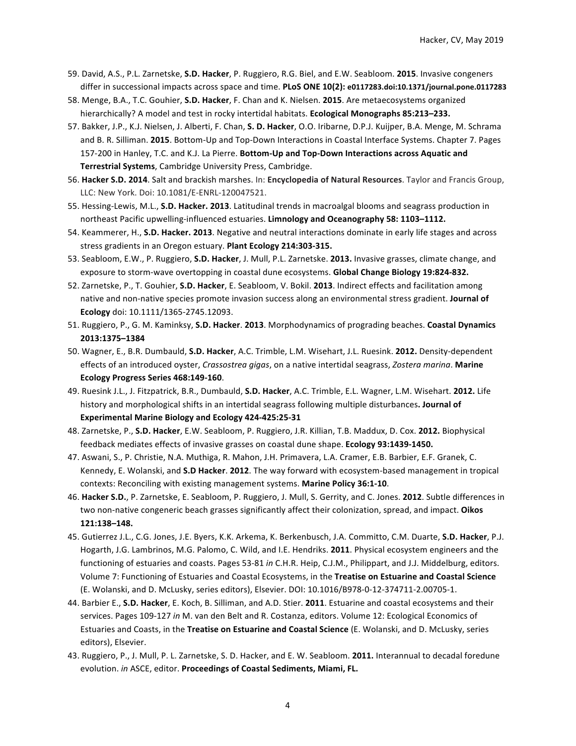59. David, A.S., P.L. Zarnetske, **S.D. Hacker**, P. Ruggiero, R.G. Biel, and E.W. Seabloom. **2015**. Invasive congeners differ in successional impacts across space and time. **PLoS ONE 10(2): e0117283.doi:10.1371/journal.pone.0117283**
58. Menge, B.A., T.C. Gouhier, **S.D. Hacker**, F. Chan and K. Nielsen. **2015**. Are metaecosystems organized hierarchically? A model and test in rocky intertidal habitats. **Ecological Monographs 85:213–233.**
57. Bakker, J.P., K.J. Nielsen, J. Alberti, F. Chan, **S. D. Hacker**, O.O. Iribarne, D.P.J. Kuijper, B.A. Menge, M. Schrama and B. R. Silliman. **2015**. Bottom-Up and Top-Down Interactions in Coastal Interface Systems. Chapter 7. Pages 157-200 in Hanley, T.C. and K.J. La Pierre. **Bottom-Up and Top-Down Interactions across Aquatic and Terrestrial Systems**, Cambridge University Press, Cambridge.
56. **Hacker S.D. 2014**. Salt and brackish marshes. In: **Encyclopedia of Natural Resources**. Taylor and Francis Group, LLC: New York. Doi: 10.1081/E-ENRL-120047521.
55. Hessing-Lewis, M.L., **S.D. Hacker. 2013**. Latitudinal trends in macroalgal blooms and seagrass production in northeast Pacific upwelling-influenced estuaries. **Limnology and Oceanography 58: 1103–1112.**
54. Keammerer, H., **S.D. Hacker. 2013**. Negative and neutral interactions dominate in early life stages and across stress gradients in an Oregon estuary. **Plant Ecology 214:303-315.**
53. Seabloom, E.W., P. Ruggiero, **S.D. Hacker**, J. Mull, P.L. Zarnetske. **2013.** Invasive grasses, climate change, and exposure to storm-wave overtopping in coastal dune ecosystems. **Global Change Biology 19:824-832.**
52. Zarnetske, P., T. Gouhier, **S.D. Hacker**, E. Seabloom, V. Bokil. **2013**. Indirect effects and facilitation among native and non-native species promote invasion success along an environmental stress gradient. **Journal of Ecology** doi: 10.1111/1365-2745.12093.
51. Ruggiero, P., G. M. Kaminksy, **S.D. Hacker**. **2013**. Morphodynamics of prograding beaches. **Coastal Dynamics 2013:1375–1384**
50. Wagner, E., B.R. Dumbauld, **S.D. Hacker**, A.C. Trimble, L.M. Wisehart, J.L. Ruesink. **2012.** Density-dependent effects of an introduced oyster, *Crassostrea gigas*, on a native intertidal seagrass, *Zostera marina*. **Marine Ecology Progress Series 468:149-160**.
49. Ruesink J.L., J. Fitzpatrick, B.R., Dumbauld, **S.D. Hacker**, A.C. Trimble, E.L. Wagner, L.M. Wisehart. **2012.** Life history and morphological shifts in an intertidal seagrass following multiple disturbances**. Journal of Experimental Marine Biology and Ecology 424-425:25-31**
48. Zarnetske, P., **S.D. Hacker**, E.W. Seabloom, P. Ruggiero, J.R. Killian, T.B. Maddux, D. Cox. **2012.** Biophysical feedback mediates effects of invasive grasses on coastal dune shape. **Ecology 93:1439-1450.**
47. Aswani, S., P. Christie, N.A. Muthiga, R. Mahon, J.H. Primavera, L.A. Cramer, E.B. Barbier, E.F. Granek, C. Kennedy, E. Wolanski, and **S.D Hacker**. **2012**. The way forward with ecosystem-based management in tropical contexts: Reconciling with existing management systems. **Marine Policy 36:1-10**.
46. **Hacker S.D.**, P. Zarnetske, E. Seabloom, P. Ruggiero, J. Mull, S. Gerrity, and C. Jones. **2012**. Subtle differences in two non-native congeneric beach grasses significantly affect their colonization, spread, and impact. **Oikos 121:138–148.**
45. Gutierrez J.L., C.G. Jones, J.E. Byers, K.K. Arkema, K. Berkenbusch, J.A. Committo, C.M. Duarte, **S.D. Hacker**, P.J. Hogarth, J.G. Lambrinos, M.G. Palomo, C. Wild, and I.E. Hendriks. **2011**. Physical ecosystem engineers and the functioning of estuaries and coasts. Pages 53-81 *in* C.H.R. Heip, C.J.M., Philippart, and J.J. Middelburg, editors. Volume 7: Functioning of Estuaries and Coastal Ecosystems, in the **Treatise on Estuarine and Coastal Science** (E. Wolanski, and D. McLusky, series editors), Elsevier. DOI: 10.1016/B978-0-12-374711-2.00705-1.
44. Barbier E., **S.D. Hacker**, E. Koch, B. Silliman, and A.D. Stier. **2011**. Estuarine and coastal ecosystems and their services. Pages 109-127 *in* M. van den Belt and R. Costanza, editors. Volume 12: Ecological Economics of Estuaries and Coasts, in the **Treatise on Estuarine and Coastal Science** (E. Wolanski, and D. McLusky, series editors), Elsevier.
43. Ruggiero, P., J. Mull, P. L. Zarnetske, S. D. Hacker, and E. W. Seabloom. **2011.** Interannual to decadal foredune evolution. *in* ASCE, editor. **Proceedings of Coastal Sediments, Miami, FL.**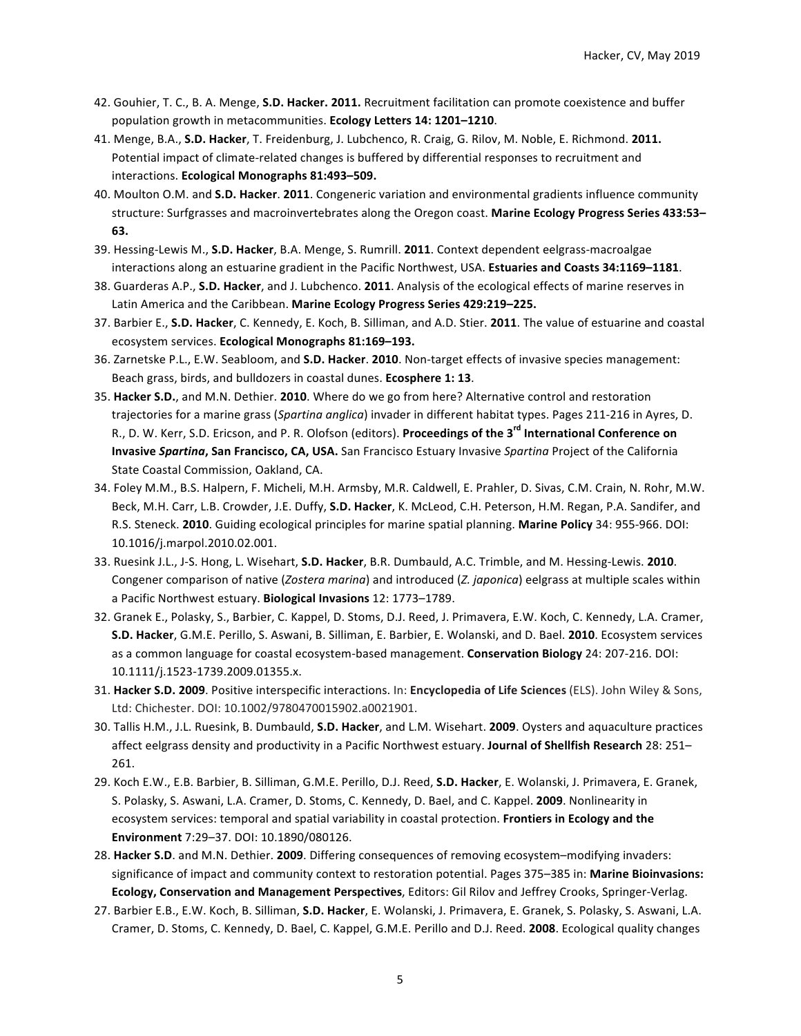42. Gouhier, T. C., B. A. Menge, **S.D. Hacker. 2011.** Recruitment facilitation can promote coexistence and buffer population growth in metacommunities. **Ecology Letters 14: 1201–1210**.

41. Menge, B.A., **S.D. Hacker**, T. Freidenburg, J. Lubchenco, R. Craig, G. Rilov, M. Noble, E. Richmond. **2011.** Potential impact of climate-related changes is buffered by differential responses to recruitment and interactions. **Ecological Monographs 81:493–509.**

40. Moulton O.M. and **S.D. Hacker**. **2011**. Congeneric variation and environmental gradients influence community structure: Surfgrasses and macroinvertebrates along the Oregon coast. **Marine Ecology Progress Series 433:53–63.**

39. Hessing-Lewis M., **S.D. Hacker**, B.A. Menge, S. Rumrill. **2011**. Context dependent eelgrass-macroalgae interactions along an estuarine gradient in the Pacific Northwest, USA. **Estuaries and Coasts 34:1169–1181**.

38. Guarderas A.P., **S.D. Hacker**, and J. Lubchenco. **2011**. Analysis of the ecological effects of marine reserves in Latin America and the Caribbean. **Marine Ecology Progress Series 429:219–225.**

37. Barbier E., **S.D. Hacker**, C. Kennedy, E. Koch, B. Silliman, and A.D. Stier. **2011**. The value of estuarine and coastal ecosystem services. **Ecological Monographs 81:169–193.**

36. Zarnetske P.L., E.W. Seabloom, and **S.D. Hacker**. **2010**. Non-target effects of invasive species management: Beach grass, birds, and bulldozers in coastal dunes. **Ecosphere 1: 13**.

35. **Hacker S.D.**, and M.N. Dethier. **2010**. Where do we go from here? Alternative control and restoration trajectories for a marine grass (*Spartina anglica*) invader in different habitat types. Pages 211-216 in Ayres, D. R., D. W. Kerr, S.D. Ericson, and P. R. Olofson (editors). **Proceedings of the 3rd International Conference on Invasive *Spartina*, San Francisco, CA, USA.** San Francisco Estuary Invasive *Spartina* Project of the California State Coastal Commission, Oakland, CA.

34. Foley M.M., B.S. Halpern, F. Micheli, M.H. Armsby, M.R. Caldwell, E. Prahler, D. Sivas, C.M. Crain, N. Rohr, M.W. Beck, M.H. Carr, L.B. Crowder, J.E. Duffy, **S.D. Hacker**, K. McLeod, C.H. Peterson, H.M. Regan, P.A. Sandifer, and R.S. Steneck. **2010**. Guiding ecological principles for marine spatial planning. **Marine Policy** 34: 955-966. DOI: 10.1016/j.marpol.2010.02.001.

33. Ruesink J.L., J-S. Hong, L. Wisehart, **S.D. Hacker**, B.R. Dumbauld, A.C. Trimble, and M. Hessing-Lewis. **2010**. Congener comparison of native (*Zostera marina*) and introduced (*Z. japonica*) eelgrass at multiple scales within a Pacific Northwest estuary. **Biological Invasions** 12: 1773–1789.

32. Granek E., Polasky, S., Barbier, C. Kappel, D. Stoms, D.J. Reed, J. Primavera, E.W. Koch, C. Kennedy, L.A. Cramer, **S.D. Hacker**, G.M.E. Perillo, S. Aswani, B. Silliman, E. Barbier, E. Wolanski, and D. Bael. **2010**. Ecosystem services as a common language for coastal ecosystem-based management. **Conservation Biology** 24: 207-216. DOI: 10.1111/j.1523-1739.2009.01355.x.

31. **Hacker S.D. 2009**. Positive interspecific interactions. In: **Encyclopedia of Life Sciences** (ELS). John Wiley & Sons, Ltd: Chichester. DOI: 10.1002/9780470015902.a0021901.

30. Tallis H.M., J.L. Ruesink, B. Dumbauld, **S.D. Hacker**, and L.M. Wisehart. **2009**. Oysters and aquaculture practices affect eelgrass density and productivity in a Pacific Northwest estuary. **Journal of Shellfish Research** 28: 251–261.

29. Koch E.W., E.B. Barbier, B. Silliman, G.M.E. Perillo, D.J. Reed, **S.D. Hacker**, E. Wolanski, J. Primavera, E. Granek, S. Polasky, S. Aswani, L.A. Cramer, D. Stoms, C. Kennedy, D. Bael, and C. Kappel. **2009**. Nonlinearity in ecosystem services: temporal and spatial variability in coastal protection. **Frontiers in Ecology and the Environment** 7:29–37. DOI: 10.1890/080126.

28. **Hacker S.D**. and M.N. Dethier. **2009**. Differing consequences of removing ecosystem–modifying invaders: significance of impact and community context to restoration potential. Pages 375–385 in: **Marine Bioinvasions: Ecology, Conservation and Management Perspectives**, Editors: Gil Rilov and Jeffrey Crooks, Springer-Verlag.

27. Barbier E.B., E.W. Koch, B. Silliman, **S.D. Hacker**, E. Wolanski, J. Primavera, E. Granek, S. Polasky, S. Aswani, L.A. Cramer, D. Stoms, C. Kennedy, D. Bael, C. Kappel, G.M.E. Perillo and D.J. Reed. **2008**. Ecological quality changes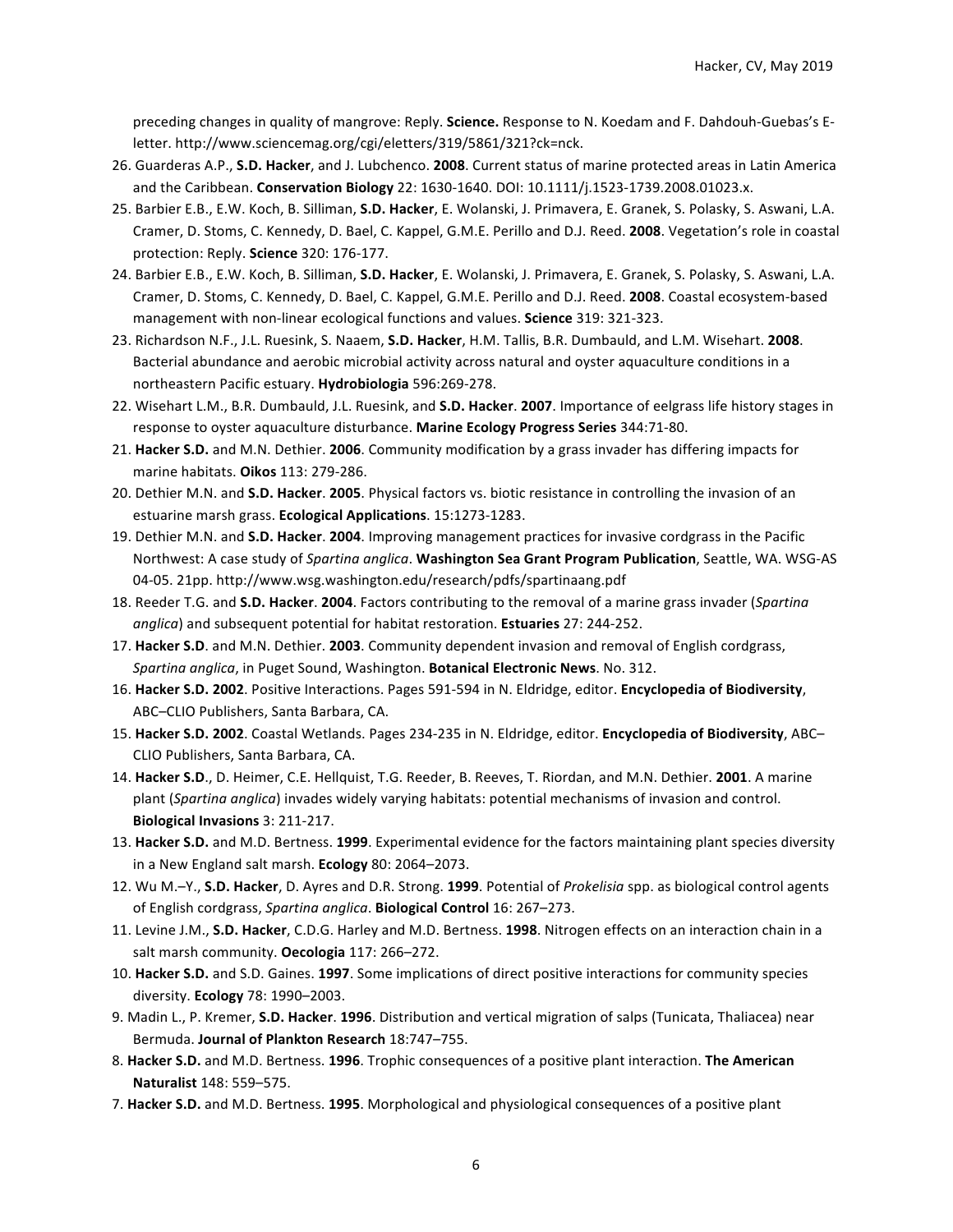preceding changes in quality of mangrove: Reply. **Science.** Response to N. Koedam and F. Dahdouh-Guebas's E-letter. http://www.sciencemag.org/cgi/eletters/319/5861/321?ck=nck.

26. Guarderas A.P., **S.D. Hacker**, and J. Lubchenco. **2008**. Current status of marine protected areas in Latin America and the Caribbean. **Conservation Biology** 22: 1630-1640. DOI: 10.1111/j.1523-1739.2008.01023.x.
25. Barbier E.B., E.W. Koch, B. Silliman, **S.D. Hacker**, E. Wolanski, J. Primavera, E. Granek, S. Polasky, S. Aswani, L.A. Cramer, D. Stoms, C. Kennedy, D. Bael, C. Kappel, G.M.E. Perillo and D.J. Reed. **2008**. Vegetation's role in coastal protection: Reply. **Science** 320: 176-177.
24. Barbier E.B., E.W. Koch, B. Silliman, **S.D. Hacker**, E. Wolanski, J. Primavera, E. Granek, S. Polasky, S. Aswani, L.A. Cramer, D. Stoms, C. Kennedy, D. Bael, C. Kappel, G.M.E. Perillo and D.J. Reed. **2008**. Coastal ecosystem-based management with non-linear ecological functions and values. **Science** 319: 321-323.
23. Richardson N.F., J.L. Ruesink, S. Naaem, **S.D. Hacker**, H.M. Tallis, B.R. Dumbauld, and L.M. Wisehart. **2008**. Bacterial abundance and aerobic microbial activity across natural and oyster aquaculture conditions in a northeastern Pacific estuary. **Hydrobiologia** 596:269-278.
22. Wisehart L.M., B.R. Dumbauld, J.L. Ruesink, and **S.D. Hacker**. **2007**. Importance of eelgrass life history stages in response to oyster aquaculture disturbance. **Marine Ecology Progress Series** 344:71-80.
21. **Hacker S.D.** and M.N. Dethier. **2006**. Community modification by a grass invader has differing impacts for marine habitats. **Oikos** 113: 279-286.
20. Dethier M.N. and **S.D. Hacker**. **2005**. Physical factors vs. biotic resistance in controlling the invasion of an estuarine marsh grass. **Ecological Applications**. 15:1273-1283.
19. Dethier M.N. and **S.D. Hacker**. **2004**. Improving management practices for invasive cordgrass in the Pacific Northwest: A case study of *Spartina anglica*. **Washington Sea Grant Program Publication**, Seattle, WA. WSG-AS 04-05. 21pp. http://www.wsg.washington.edu/research/pdfs/spartinaang.pdf
18. Reeder T.G. and **S.D. Hacker**. **2004**. Factors contributing to the removal of a marine grass invader (*Spartina anglica*) and subsequent potential for habitat restoration. **Estuaries** 27: 244-252.
17. **Hacker S.D**. and M.N. Dethier. **2003**. Community dependent invasion and removal of English cordgrass, *Spartina anglica*, in Puget Sound, Washington. **Botanical Electronic News**. No. 312.
16. **Hacker S.D. 2002**. Positive Interactions. Pages 591-594 in N. Eldridge, editor. **Encyclopedia of Biodiversity**, ABC–CLIO Publishers, Santa Barbara, CA.
15. **Hacker S.D. 2002**. Coastal Wetlands. Pages 234-235 in N. Eldridge, editor. **Encyclopedia of Biodiversity**, ABC–CLIO Publishers, Santa Barbara, CA.
14. **Hacker S.D**., D. Heimer, C.E. Hellquist, T.G. Reeder, B. Reeves, T. Riordan, and M.N. Dethier. **2001**. A marine plant (*Spartina anglica*) invades widely varying habitats: potential mechanisms of invasion and control. **Biological Invasions** 3: 211-217.
13. **Hacker S.D.** and M.D. Bertness. **1999**. Experimental evidence for the factors maintaining plant species diversity in a New England salt marsh. **Ecology** 80: 2064–2073.
12. Wu M.–Y., **S.D. Hacker**, D. Ayres and D.R. Strong. **1999**. Potential of *Prokelisia* spp. as biological control agents of English cordgrass, *Spartina anglica*. **Biological Control** 16: 267–273.
11. Levine J.M., **S.D. Hacker**, C.D.G. Harley and M.D. Bertness. **1998**. Nitrogen effects on an interaction chain in a salt marsh community. **Oecologia** 117: 266–272.
10. **Hacker S.D.** and S.D. Gaines. **1997**. Some implications of direct positive interactions for community species diversity. **Ecology** 78: 1990–2003.
9. Madin L., P. Kremer, **S.D. Hacker**. **1996**. Distribution and vertical migration of salps (Tunicata, Thaliacea) near Bermuda. **Journal of Plankton Research** 18:747–755.
8. **Hacker S.D.** and M.D. Bertness. **1996**. Trophic consequences of a positive plant interaction. **The American Naturalist** 148: 559–575.
7. **Hacker S.D.** and M.D. Bertness. **1995**. Morphological and physiological consequences of a positive plant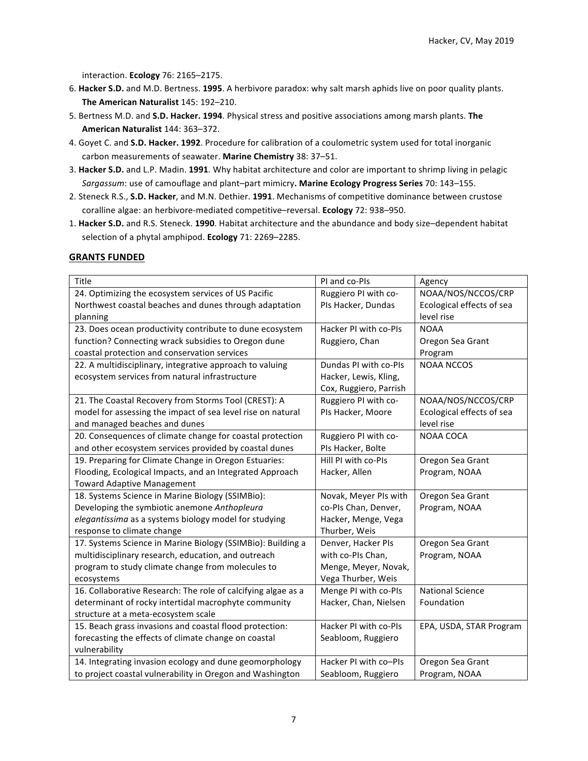interaction. **Ecology** 76: 2165–2175.

6. **Hacker S.D.** and M.D. Bertness. **1995**. A herbivore paradox: why salt marsh aphids live on poor quality plants. **The American Naturalist** 145: 192–210.
5. Bertness M.D. and **S.D. Hacker. 1994**. Physical stress and positive associations among marsh plants. **The American Naturalist** 144: 363–372.
4. Goyet C. and **S.D. Hacker. 1992**. Procedure for calibration of a coulometric system used for total inorganic carbon measurements of seawater. **Marine Chemistry** 38: 37–51.
3. **Hacker S.D.** and L.P. Madin. **1991**. Why habitat architecture and color are important to shrimp living in pelagic *Sargassum*: use of camouflage and plant–part mimicry**. Marine Ecology Progress Series** 70: 143–155.
2. Steneck R.S., **S.D. Hacker**, and M.N. Dethier. **1991**. Mechanisms of competitive dominance between crustose coralline algae: an herbivore-mediated competitive–reversal. **Ecology** 72: 938–950.
1. **Hacker S.D.** and R.S. Steneck. **1990**. Habitat architecture and the abundance and body size–dependent habitat selection of a phytal amphipod. **Ecology** 71: 2269–2285.

## GRANTS FUNDED

| Title | PI and co-PIs | Agency |
|---|---|---|
| 24. Optimizing the ecosystem services of US Pacific Northwest coastal beaches and dunes through adaptation planning | Ruggiero PI with co-PIs Hacker, Dundas | NOAA/NOS/NCCOS/CRP Ecological effects of sea level rise |
| 23. Does ocean productivity contribute to dune ecosystem function? Connecting wrack subsidies to Oregon dune coastal protection and conservation services | Hacker PI with co-PIs Ruggiero, Chan | NOAA Oregon Sea Grant Program |
| 22. A multidisciplinary, integrative approach to valuing ecosystem services from natural infrastructure | Dundas PI with co-PIs Hacker, Lewis, Kling, Cox, Ruggiero, Parrish | NOAA NCCOS |
| 21. The Coastal Recovery from Storms Tool (CREST): A model for assessing the impact of sea level rise on natural and managed beaches and dunes | Ruggiero PI with co-PIs Hacker, Moore | NOAA/NOS/NCCOS/CRP Ecological effects of sea level rise |
| 20. Consequences of climate change for coastal protection and other ecosystem services provided by coastal dunes | Ruggiero PI with co-PIs Hacker, Bolte | NOAA COCA |
| 19. Preparing for Climate Change in Oregon Estuaries: Flooding, Ecological Impacts, and an Integrated Approach Toward Adaptive Management | Hill PI with co-PIs Hacker, Allen | Oregon Sea Grant Program, NOAA |
| 18. Systems Science in Marine Biology (SSIMBio): Developing the symbiotic anemone *Anthopleura elegantissima* as a systems biology model for studying response to climate change | Novak, Meyer PIs with co-PIs Chan, Denver, Hacker, Menge, Vega Thurber, Weis | Oregon Sea Grant Program, NOAA |
| 17. Systems Science in Marine Biology (SSIMBio): Building a multidisciplinary research, education, and outreach program to study climate change from molecules to ecosystems | Denver, Hacker PIs with co-PIs Chan, Menge, Meyer, Novak, Vega Thurber, Weis | Oregon Sea Grant Program, NOAA |
| 16. Collaborative Research: The role of calcifying algae as a determinant of rocky intertidal macrophyte community structure at a meta-ecosystem scale | Menge PI with co-PIs Hacker, Chan, Nielsen | National Science Foundation |
| 15. Beach grass invasions and coastal flood protection: forecasting the effects of climate change on coastal vulnerability | Hacker PI with co-PIs Seabloom, Ruggiero | EPA, USDA, STAR Program |
| 14. Integrating invasion ecology and dune geomorphology to project coastal vulnerability in Oregon and Washington | Hacker PI with co–PIs Seabloom, Ruggiero | Oregon Sea Grant Program, NOAA |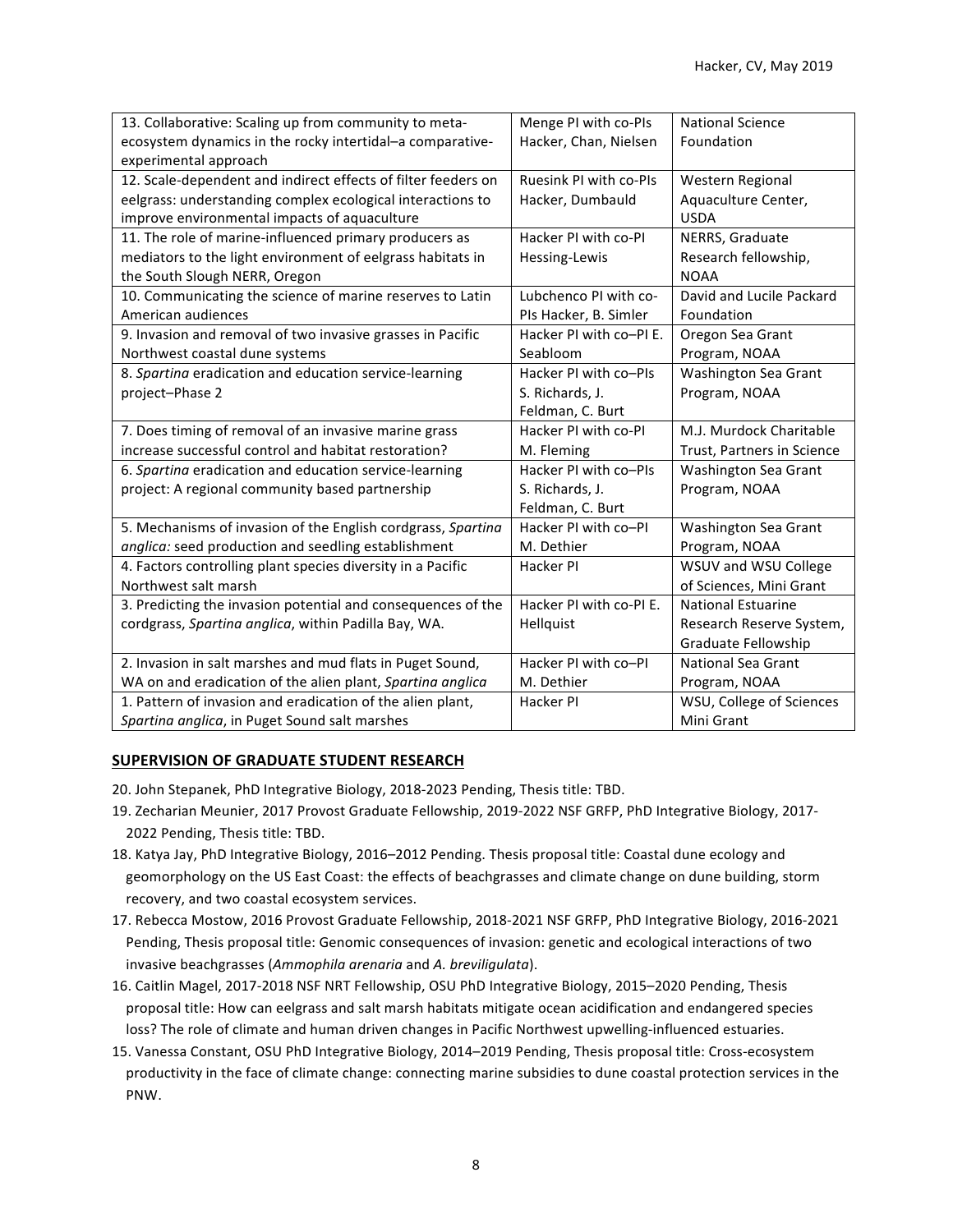| 13. Collaborative: Scaling up from community to meta-ecosystem dynamics in the rocky intertidal–a comparative-experimental approach | Menge PI with co-PIs Hacker, Chan, Nielsen | National Science Foundation |
|---|---|---|
| 12. Scale-dependent and indirect effects of filter feeders on eelgrass: understanding complex ecological interactions to improve environmental impacts of aquaculture | Ruesink PI with co-PIs Hacker, Dumbauld | Western Regional Aquaculture Center, USDA |
| 11. The role of marine-influenced primary producers as mediators to the light environment of eelgrass habitats in the South Slough NERR, Oregon | Hacker PI with co-PI Hessing-Lewis | NERRS, Graduate Research fellowship, NOAA |
| 10. Communicating the science of marine reserves to Latin American audiences | Lubchenco PI with co-PIs Hacker, B. Simler | David and Lucile Packard Foundation |
| 9. Invasion and removal of two invasive grasses in Pacific Northwest coastal dune systems | Hacker PI with co–PI E. Seabloom | Oregon Sea Grant Program, NOAA |
| 8. *Spartina* eradication and education service-learning project–Phase 2 | Hacker PI with co–PIs S. Richards, J. Feldman, C. Burt | Washington Sea Grant Program, NOAA |
| 7. Does timing of removal of an invasive marine grass increase successful control and habitat restoration? | Hacker PI with co-PI M. Fleming | M.J. Murdock Charitable Trust, Partners in Science |
| 6. *Spartina* eradication and education service-learning project: A regional community based partnership | Hacker PI with co–PIs S. Richards, J. Feldman, C. Burt | Washington Sea Grant Program, NOAA |
| 5. Mechanisms of invasion of the English cordgrass, *Spartina anglica:* seed production and seedling establishment | Hacker PI with co–PI M. Dethier | Washington Sea Grant Program, NOAA |
| 4. Factors controlling plant species diversity in a Pacific Northwest salt marsh | Hacker PI | WSUV and WSU College of Sciences, Mini Grant |
| 3. Predicting the invasion potential and consequences of the cordgrass, *Spartina anglica*, within Padilla Bay, WA. | Hacker PI with co-PI E. Hellquist | National Estuarine Research Reserve System, Graduate Fellowship |
| 2. Invasion in salt marshes and mud flats in Puget Sound, WA on and eradication of the alien plant, *Spartina anglica* | Hacker PI with co–PI M. Dethier | National Sea Grant Program, NOAA |
| 1. Pattern of invasion and eradication of the alien plant, *Spartina anglica*, in Puget Sound salt marshes | Hacker PI | WSU, College of Sciences Mini Grant |

## SUPERVISION OF GRADUATE STUDENT RESEARCH

20. John Stepanek, PhD Integrative Biology, 2018-2023 Pending, Thesis title: TBD.
19. Zecharian Meunier, 2017 Provost Graduate Fellowship, 2019-2022 NSF GRFP, PhD Integrative Biology, 2017-2022 Pending, Thesis title: TBD.
18. Katya Jay, PhD Integrative Biology, 2016–2012 Pending. Thesis proposal title: Coastal dune ecology and geomorphology on the US East Coast: the effects of beachgrasses and climate change on dune building, storm recovery, and two coastal ecosystem services.
17. Rebecca Mostow, 2016 Provost Graduate Fellowship, 2018-2021 NSF GRFP, PhD Integrative Biology, 2016-2021 Pending, Thesis proposal title: Genomic consequences of invasion: genetic and ecological interactions of two invasive beachgrasses (*Ammophila arenaria* and *A. breviligulata*).
16. Caitlin Magel, 2017-2018 NSF NRT Fellowship, OSU PhD Integrative Biology, 2015–2020 Pending, Thesis proposal title: How can eelgrass and salt marsh habitats mitigate ocean acidification and endangered species loss? The role of climate and human driven changes in Pacific Northwest upwelling-influenced estuaries.
15. Vanessa Constant, OSU PhD Integrative Biology, 2014–2019 Pending, Thesis proposal title: Cross-ecosystem productivity in the face of climate change: connecting marine subsidies to dune coastal protection services in the PNW.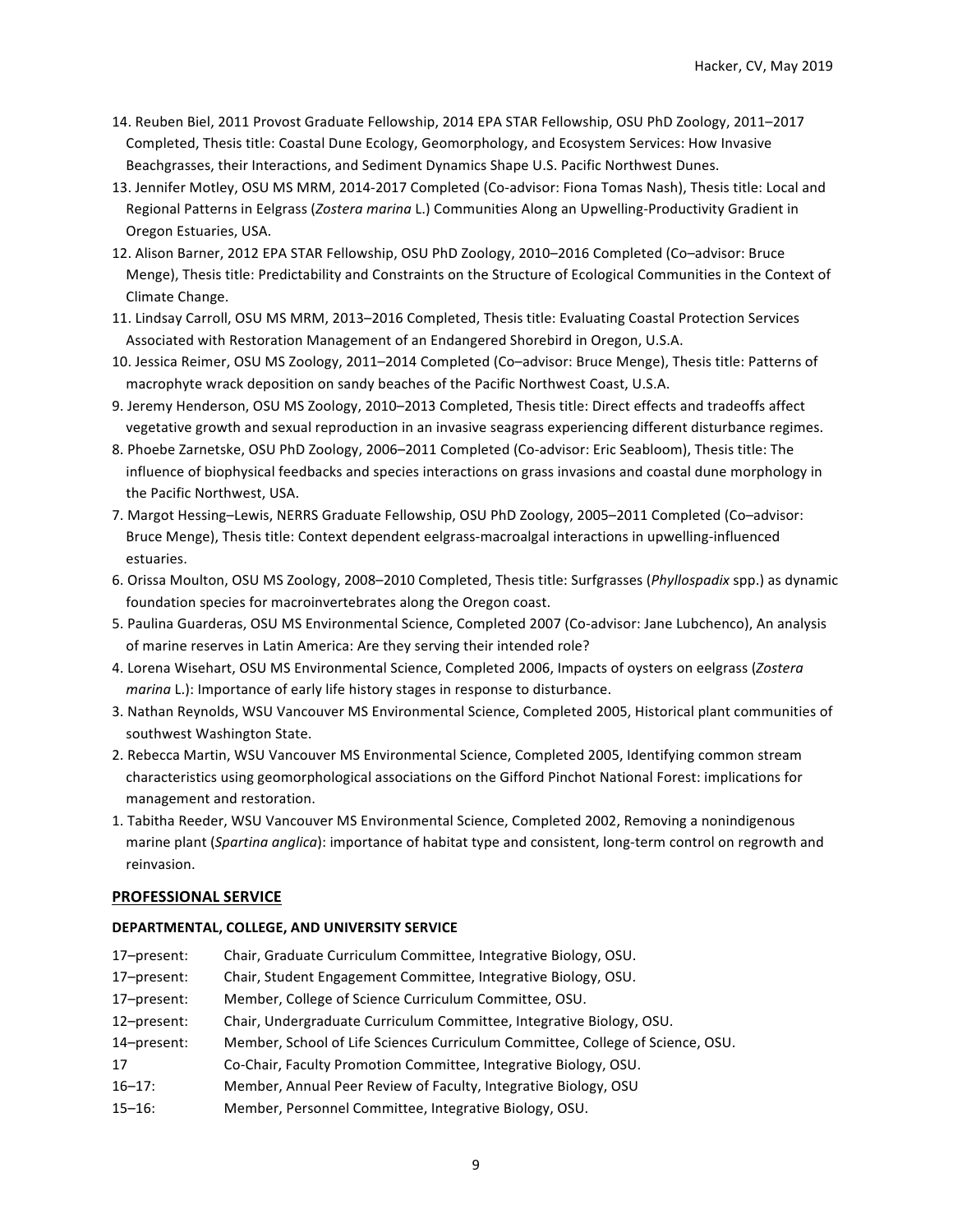14. Reuben Biel, 2011 Provost Graduate Fellowship, 2014 EPA STAR Fellowship, OSU PhD Zoology, 2011–2017 Completed, Thesis title: Coastal Dune Ecology, Geomorphology, and Ecosystem Services: How Invasive Beachgrasses, their Interactions, and Sediment Dynamics Shape U.S. Pacific Northwest Dunes.
13. Jennifer Motley, OSU MS MRM, 2014-2017 Completed (Co-advisor: Fiona Tomas Nash), Thesis title: Local and Regional Patterns in Eelgrass (*Zostera marina* L.) Communities Along an Upwelling-Productivity Gradient in Oregon Estuaries, USA.
12. Alison Barner, 2012 EPA STAR Fellowship, OSU PhD Zoology, 2010–2016 Completed (Co–advisor: Bruce Menge), Thesis title: Predictability and Constraints on the Structure of Ecological Communities in the Context of Climate Change.
11. Lindsay Carroll, OSU MS MRM, 2013–2016 Completed, Thesis title: Evaluating Coastal Protection Services Associated with Restoration Management of an Endangered Shorebird in Oregon, U.S.A.
10. Jessica Reimer, OSU MS Zoology, 2011–2014 Completed (Co–advisor: Bruce Menge), Thesis title: Patterns of macrophyte wrack deposition on sandy beaches of the Pacific Northwest Coast, U.S.A.
9. Jeremy Henderson, OSU MS Zoology, 2010–2013 Completed, Thesis title: Direct effects and tradeoffs affect vegetative growth and sexual reproduction in an invasive seagrass experiencing different disturbance regimes.
8. Phoebe Zarnetske, OSU PhD Zoology, 2006–2011 Completed (Co-advisor: Eric Seabloom), Thesis title: The influence of biophysical feedbacks and species interactions on grass invasions and coastal dune morphology in the Pacific Northwest, USA.
7. Margot Hessing–Lewis, NERRS Graduate Fellowship, OSU PhD Zoology, 2005–2011 Completed (Co–advisor: Bruce Menge), Thesis title: Context dependent eelgrass-macroalgal interactions in upwelling-influenced estuaries.
6. Orissa Moulton, OSU MS Zoology, 2008–2010 Completed, Thesis title: Surfgrasses (*Phyllospadix* spp.) as dynamic foundation species for macroinvertebrates along the Oregon coast.
5. Paulina Guarderas, OSU MS Environmental Science, Completed 2007 (Co-advisor: Jane Lubchenco), An analysis of marine reserves in Latin America: Are they serving their intended role?
4. Lorena Wisehart, OSU MS Environmental Science, Completed 2006, Impacts of oysters on eelgrass (*Zostera marina* L.): Importance of early life history stages in response to disturbance.
3. Nathan Reynolds, WSU Vancouver MS Environmental Science, Completed 2005, Historical plant communities of southwest Washington State.
2. Rebecca Martin, WSU Vancouver MS Environmental Science, Completed 2005, Identifying common stream characteristics using geomorphological associations on the Gifford Pinchot National Forest: implications for management and restoration.
1. Tabitha Reeder, WSU Vancouver MS Environmental Science, Completed 2002, Removing a nonindigenous marine plant (*Spartina anglica*): importance of habitat type and consistent, long-term control on regrowth and reinvasion.

## PROFESSIONAL SERVICE

### DEPARTMENTAL, COLLEGE, AND UNIVERSITY SERVICE

17–present: Chair, Graduate Curriculum Committee, Integrative Biology, OSU.
17–present: Chair, Student Engagement Committee, Integrative Biology, OSU.
17–present: Member, College of Science Curriculum Committee, OSU.
12–present: Chair, Undergraduate Curriculum Committee, Integrative Biology, OSU.
14–present: Member, School of Life Sciences Curriculum Committee, College of Science, OSU.
17 Co-Chair, Faculty Promotion Committee, Integrative Biology, OSU.
16–17: Member, Annual Peer Review of Faculty, Integrative Biology, OSU
15–16: Member, Personnel Committee, Integrative Biology, OSU.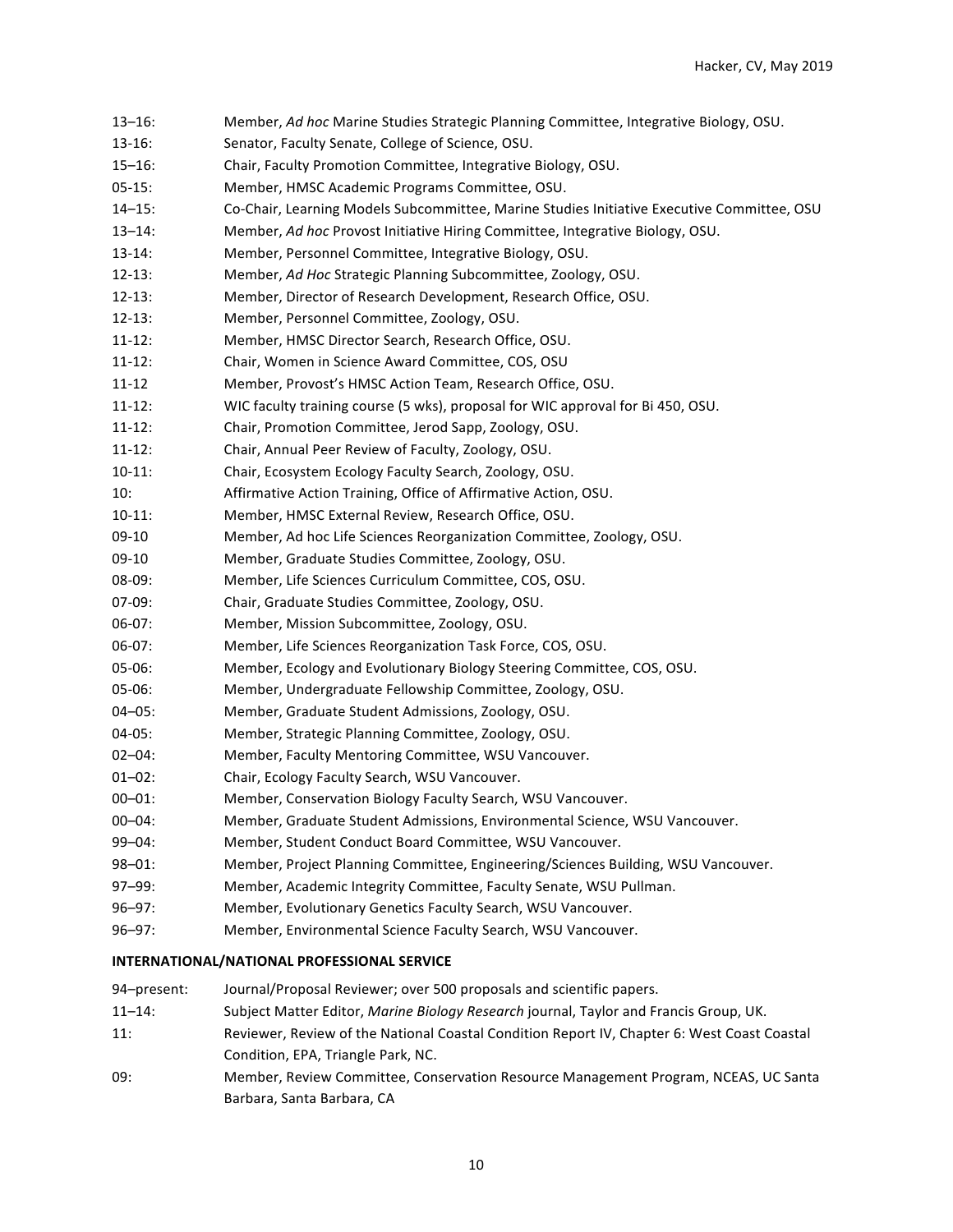13–16: Member, *Ad hoc* Marine Studies Strategic Planning Committee, Integrative Biology, OSU.
13-16: Senator, Faculty Senate, College of Science, OSU.
15–16: Chair, Faculty Promotion Committee, Integrative Biology, OSU.
05-15: Member, HMSC Academic Programs Committee, OSU.
14–15: Co-Chair, Learning Models Subcommittee, Marine Studies Initiative Executive Committee, OSU
13–14: Member, *Ad hoc* Provost Initiative Hiring Committee, Integrative Biology, OSU.
13-14: Member, Personnel Committee, Integrative Biology, OSU.
12-13: Member, *Ad Hoc* Strategic Planning Subcommittee, Zoology, OSU.
12-13: Member, Director of Research Development, Research Office, OSU.
12-13: Member, Personnel Committee, Zoology, OSU.
11-12: Member, HMSC Director Search, Research Office, OSU.
11-12: Chair, Women in Science Award Committee, COS, OSU
11-12 Member, Provost's HMSC Action Team, Research Office, OSU.
11-12: WIC faculty training course (5 wks), proposal for WIC approval for Bi 450, OSU.
11-12: Chair, Promotion Committee, Jerod Sapp, Zoology, OSU.
11-12: Chair, Annual Peer Review of Faculty, Zoology, OSU.
10-11: Chair, Ecosystem Ecology Faculty Search, Zoology, OSU.
10: Affirmative Action Training, Office of Affirmative Action, OSU.
10-11: Member, HMSC External Review, Research Office, OSU.
09-10 Member, Ad hoc Life Sciences Reorganization Committee, Zoology, OSU.
09-10 Member, Graduate Studies Committee, Zoology, OSU.
08-09: Member, Life Sciences Curriculum Committee, COS, OSU.
07-09: Chair, Graduate Studies Committee, Zoology, OSU.
06-07: Member, Mission Subcommittee, Zoology, OSU.
06-07: Member, Life Sciences Reorganization Task Force, COS, OSU.
05-06: Member, Ecology and Evolutionary Biology Steering Committee, COS, OSU.
05-06: Member, Undergraduate Fellowship Committee, Zoology, OSU.
04–05: Member, Graduate Student Admissions, Zoology, OSU.
04-05: Member, Strategic Planning Committee, Zoology, OSU.
02–04: Member, Faculty Mentoring Committee, WSU Vancouver.
01–02: Chair, Ecology Faculty Search, WSU Vancouver.
00–01: Member, Conservation Biology Faculty Search, WSU Vancouver.
00–04: Member, Graduate Student Admissions, Environmental Science, WSU Vancouver.
99–04: Member, Student Conduct Board Committee, WSU Vancouver.
98–01: Member, Project Planning Committee, Engineering/Sciences Building, WSU Vancouver.
97–99: Member, Academic Integrity Committee, Faculty Senate, WSU Pullman.
96–97: Member, Evolutionary Genetics Faculty Search, WSU Vancouver.
96–97: Member, Environmental Science Faculty Search, WSU Vancouver.

**INTERNATIONAL/NATIONAL PROFESSIONAL SERVICE**

94–present: Journal/Proposal Reviewer; over 500 proposals and scientific papers.
11–14: Subject Matter Editor, *Marine Biology Research* journal, Taylor and Francis Group, UK.
11: Reviewer, Review of the National Coastal Condition Report IV, Chapter 6: West Coast Coastal Condition, EPA, Triangle Park, NC.
09: Member, Review Committee, Conservation Resource Management Program, NCEAS, UC Santa Barbara, Santa Barbara, CA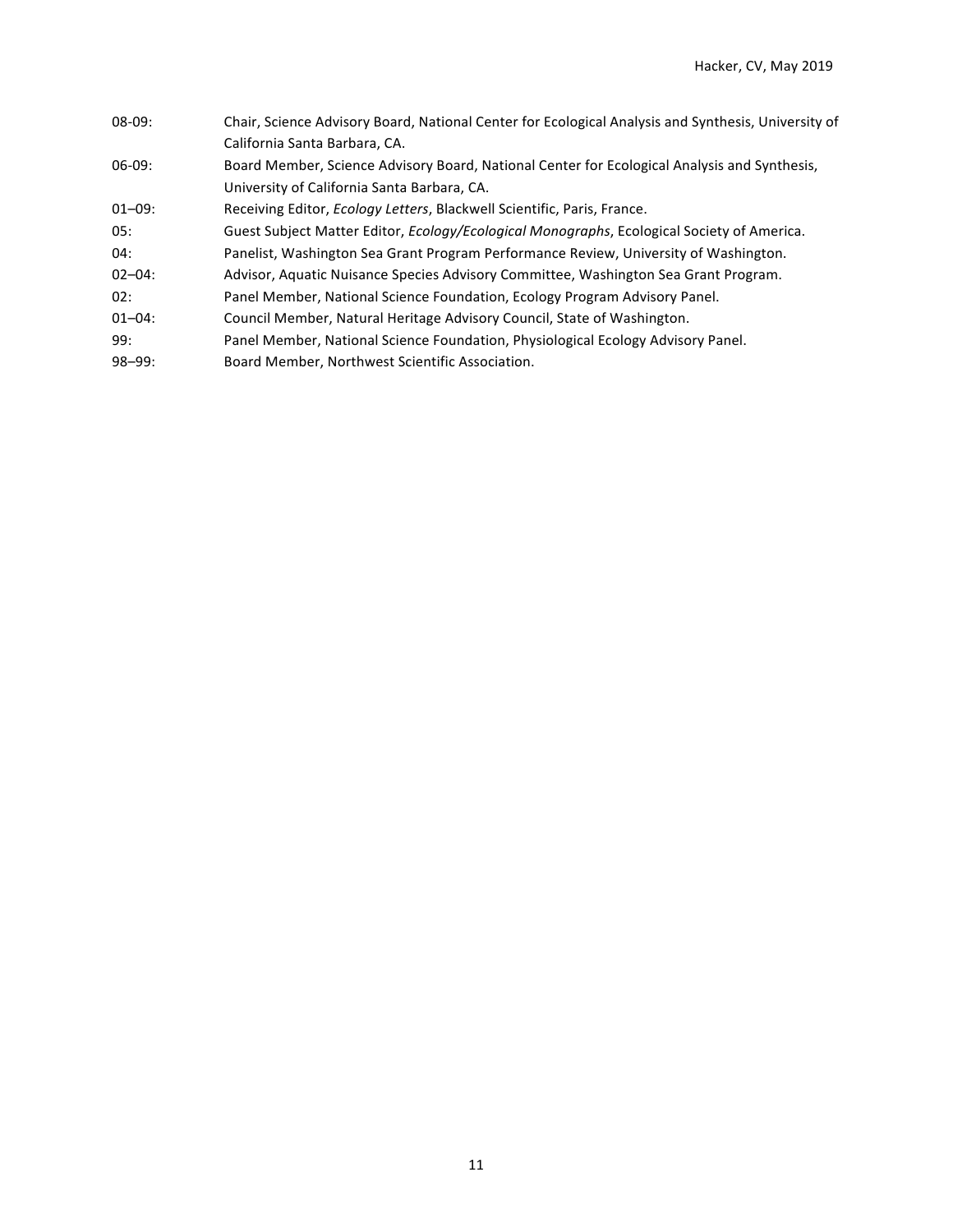08-09: Chair, Science Advisory Board, National Center for Ecological Analysis and Synthesis, University of California Santa Barbara, CA.

06-09: Board Member, Science Advisory Board, National Center for Ecological Analysis and Synthesis, University of California Santa Barbara, CA.

01–09: Receiving Editor, *Ecology Letters*, Blackwell Scientific, Paris, France.

05: Guest Subject Matter Editor, *Ecology/Ecological Monographs*, Ecological Society of America.

04: Panelist, Washington Sea Grant Program Performance Review, University of Washington.

02–04: Advisor, Aquatic Nuisance Species Advisory Committee, Washington Sea Grant Program.

02: Panel Member, National Science Foundation, Ecology Program Advisory Panel.

01–04: Council Member, Natural Heritage Advisory Council, State of Washington.

99: Panel Member, National Science Foundation, Physiological Ecology Advisory Panel.

98–99: Board Member, Northwest Scientific Association.